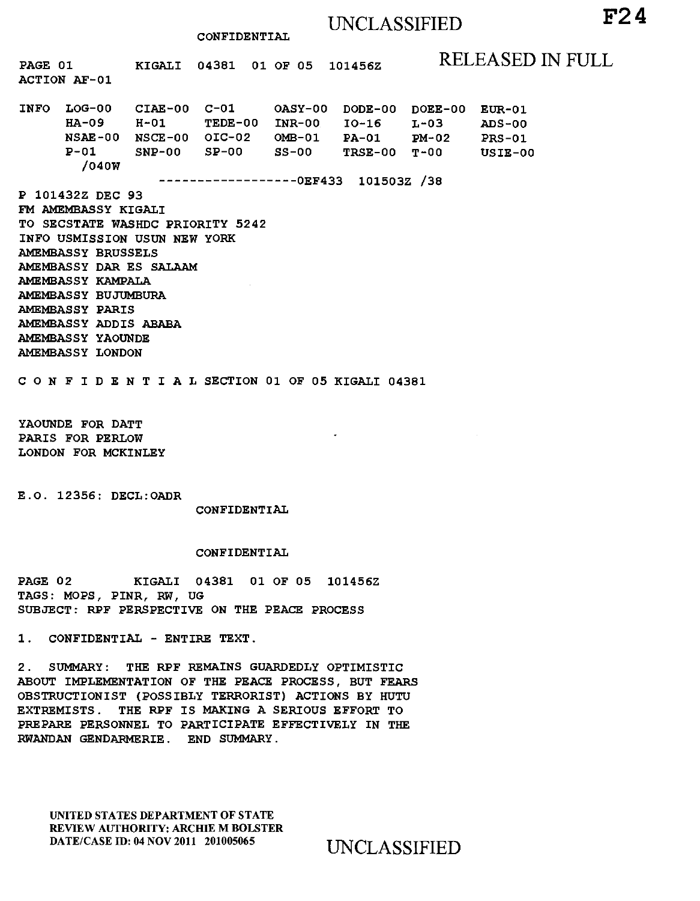UNCLASSIFIED

CONFIDENTIAL

RELEASED IN FULL

F24

PAGE 01 KIGALI 04381 01 OF 05 101456Z
ACTION AF-01

| INFO | LOG-00 | CIAE-00 | C-01 | OASY-00 | DODE-00 | DOEE-00 | EUR-01 |
|---|---|---|---|---|---|---|---|
| | HA-09 | H-01 | TEDE-00 | INR-00 | IO-16 | L-03 | ADS-00 |
| | NSAE-00 | NSCE-00 | OIC-02 | OMB-01 | PA-01 | PM-02 | PRS-01 |
| | P-01 | SNP-00 | SP-00 | SS-00 | TRSE-00 | T-00 | USIE-00 |
| | /040W | | | | | | |

------------------0EF433 101503Z /38

P 101432Z DEC 93
FM AMEMBASSY KIGALI
TO SECSTATE WASHDC PRIORITY 5242
INFO USMISSION USUN NEW YORK
AMEMBASSY BRUSSELS
AMEMBASSY DAR ES SALAAM
AMEMBASSY KAMPALA
AMEMBASSY BUJUMBURA
AMEMBASSY PARIS
AMEMBASSY ADDIS ABABA
AMEMBASSY YAOUNDE
AMEMBASSY LONDON

C O N F I D E N T I A L SECTION 01 OF 05 KIGALI 04381

YAOUNDE FOR DATT
PARIS FOR PERLOW
LONDON FOR MCKINLEY

E.O. 12356: DECL:OADR

CONFIDENTIAL

CONFIDENTIAL

PAGE 02 KIGALI 04381 01 OF 05 101456Z
TAGS: MOPS, PINR, RW, UG
SUBJECT: RPF PERSPECTIVE ON THE PEACE PROCESS

1. CONFIDENTIAL - ENTIRE TEXT.

2. SUMMARY: THE RPF REMAINS GUARDEDLY OPTIMISTIC ABOUT IMPLEMENTATION OF THE PEACE PROCESS, BUT FEARS OBSTRUCTIONIST (POSSIBLY TERRORIST) ACTIONS BY HUTU EXTREMISTS. THE RPF IS MAKING A SERIOUS EFFORT TO PREPARE PERSONNEL TO PARTICIPATE EFFECTIVELY IN THE RWANDAN GENDARMERIE. END SUMMARY.

UNITED STATES DEPARTMENT OF STATE
REVIEW AUTHORITY: ARCHIE M BOLSTER
DATE/CASE ID: 04 NOV 2011 201005065

UNCLASSIFIED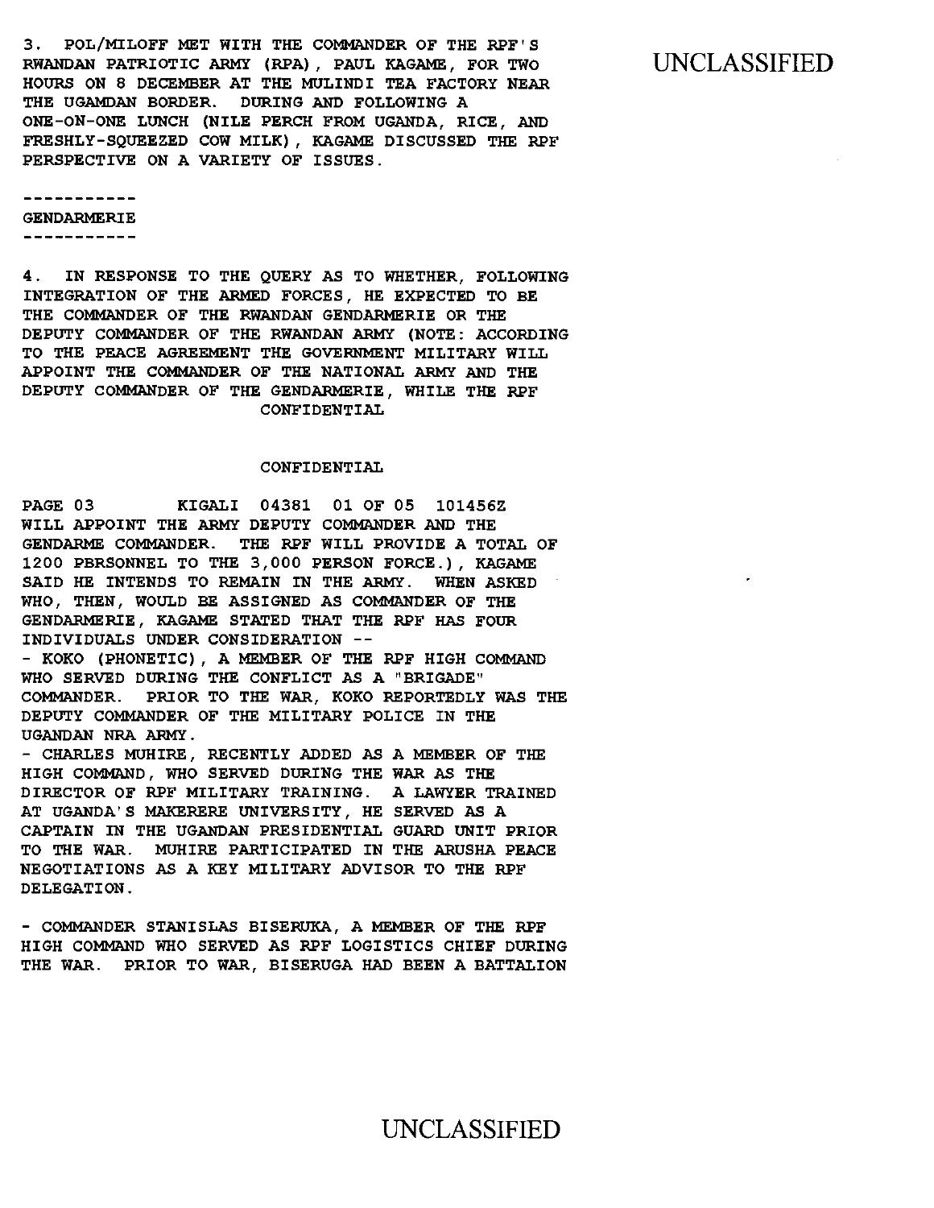3. POL/MILOFF MET WITH THE COMMANDER OF THE RPF'S RWANDAN PATRIOTIC ARMY (RPA), PAUL KAGAME, FOR TWO HOURS ON 8 DECEMBER AT THE MULINDI TEA FACTORY NEAR THE UGAMDAN BORDER. DURING AND FOLLOWING A ONE-ON-ONE LUNCH (NILE PERCH FROM UGANDA, RICE, AND FRESHLY-SQUEEZED COW MILK), KAGAME DISCUSSED THE RPF PERSPECTIVE ON A VARIETY OF ISSUES.

-----------
GENDARMERIE
-----------

4. IN RESPONSE TO THE QUERY AS TO WHETHER, FOLLOWING INTEGRATION OF THE ARMED FORCES, HE EXPECTED TO BE THE COMMANDER OF THE RWANDAN GENDARMERIE OR THE DEPUTY COMMANDER OF THE RWANDAN ARMY (NOTE: ACCORDING TO THE PEACE AGREEMENT THE GOVERNMENT MILITARY WILL APPOINT THE COMMANDER OF THE NATIONAL ARMY AND THE DEPUTY COMMANDER OF THE GENDARMERIE, WHILE THE RPF

CONFIDENTIAL

CONFIDENTIAL

PAGE 03 KIGALI 04381 01 OF 05 101456Z

WILL APPOINT THE ARMY DEPUTY COMMANDER AND THE GENDARME COMMANDER. THE RPF WILL PROVIDE A TOTAL OF 1200 PBRSONNEL TO THE 3,000 PERSON FORCE.), KAGAME SAID HE INTENDS TO REMAIN IN THE ARMY. WHEN ASKED WHO, THEN, WOULD BE ASSIGNED AS COMMANDER OF THE GENDARMERIE, KAGAME STATED THAT THE RPF HAS FOUR INDIVIDUALS UNDER CONSIDERATION --

- KOKO (PHONETIC), A MEMBER OF THE RPF HIGH COMMAND WHO SERVED DURING THE CONFLICT AS A "BRIGADE" COMMANDER. PRIOR TO THE WAR, KOKO REPORTEDLY WAS THE DEPUTY COMMANDER OF THE MILITARY POLICE IN THE UGANDAN NRA ARMY.
- CHARLES MUHIRE, RECENTLY ADDED AS A MEMBER OF THE HIGH COMMAND, WHO SERVED DURING THE WAR AS THE DIRECTOR OF RPF MILITARY TRAINING. A LAWYER TRAINED AT UGANDA'S MAKERERE UNIVERSITY, HE SERVED AS A CAPTAIN IN THE UGANDAN PRESIDENTIAL GUARD UNIT PRIOR TO THE WAR. MUHIRE PARTICIPATED IN THE ARUSHA PEACE NEGOTIATIONS AS A KEY MILITARY ADVISOR TO THE RPF DELEGATION.

- COMMANDER STANISLAS BISERUKA, A MEMBER OF THE RPF HIGH COMMAND WHO SERVED AS RPF LOGISTICS CHIEF DURING THE WAR. PRIOR TO WAR, BISERUGA HAD BEEN A BATTALION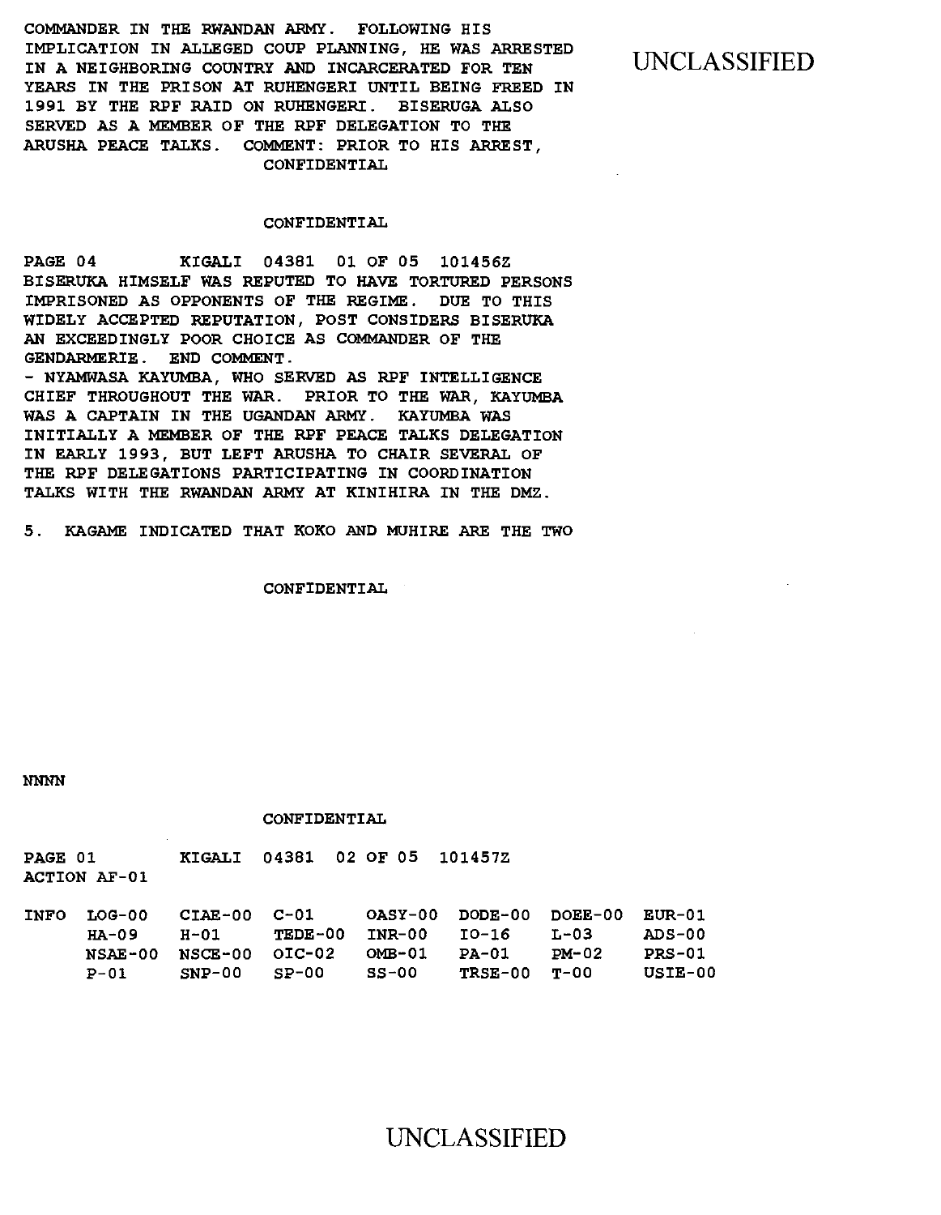COMMANDER IN THE RWANDAN ARMY. FOLLOWING HIS IMPLICATION IN ALLEGED COUP PLANNING, HE WAS ARRESTED IN A NEIGHBORING COUNTRY AND INCARCERATED FOR TEN YEARS IN THE PRISON AT RUHENGERI UNTIL BEING FREED IN 1991 BY THE RPF RAID ON RUHENGERI. BISERUGA ALSO SERVED AS A MEMBER OF THE RPF DELEGATION TO THE ARUSHA PEACE TALKS. COMMENT: PRIOR TO HIS ARREST,

CONFIDENTIAL

CONFIDENTIAL

PAGE 04 KIGALI 04381 01 OF 05 101456Z

BISERUKA HIMSELF WAS REPUTED TO HAVE TORTURED PERSONS IMPRISONED AS OPPONENTS OF THE REGIME. DUE TO THIS WIDELY ACCEPTED REPUTATION, POST CONSIDERS BISERUKA AN EXCEEDINGLY POOR CHOICE AS COMMANDER OF THE GENDARMERIE. END COMMENT.

- NYAMWASA KAYUMBA, WHO SERVED AS RPF INTELLIGENCE CHIEF THROUGHOUT THE WAR. PRIOR TO THE WAR, KAYUMBA WAS A CAPTAIN IN THE UGANDAN ARMY. KAYUMBA WAS INITIALLY A MEMBER OF THE RPF PEACE TALKS DELEGATION IN EARLY 1993, BUT LEFT ARUSHA TO CHAIR SEVERAL OF THE RPF DELEGATIONS PARTICIPATING IN COORDINATION TALKS WITH THE RWANDAN ARMY AT KINIHIRA IN THE DMZ.

5. KAGAME INDICATED THAT KOKO AND MUHIRE ARE THE TWO

CONFIDENTIAL

NNNN

CONFIDENTIAL

PAGE 01 KIGALI 04381 02 OF 05 101457Z

ACTION AF-01

| INFO | LOG-00 | CIAE-00 | C-01 | OASY-00 | DODE-00 | DOEE-00 | EUR-01 |
|---|---|---|---|---|---|---|---|
| | HA-09 | H-01 | TEDE-00 | INR-00 | IO-16 | L-03 | ADS-00 |
| | NSAE-00 | NSCE-00 | OIC-02 | OMB-01 | PA-01 | PM-02 | PRS-01 |
| | P-01 | SNP-00 | SP-00 | SS-00 | TRSE-00 | T-00 | USIE-00 |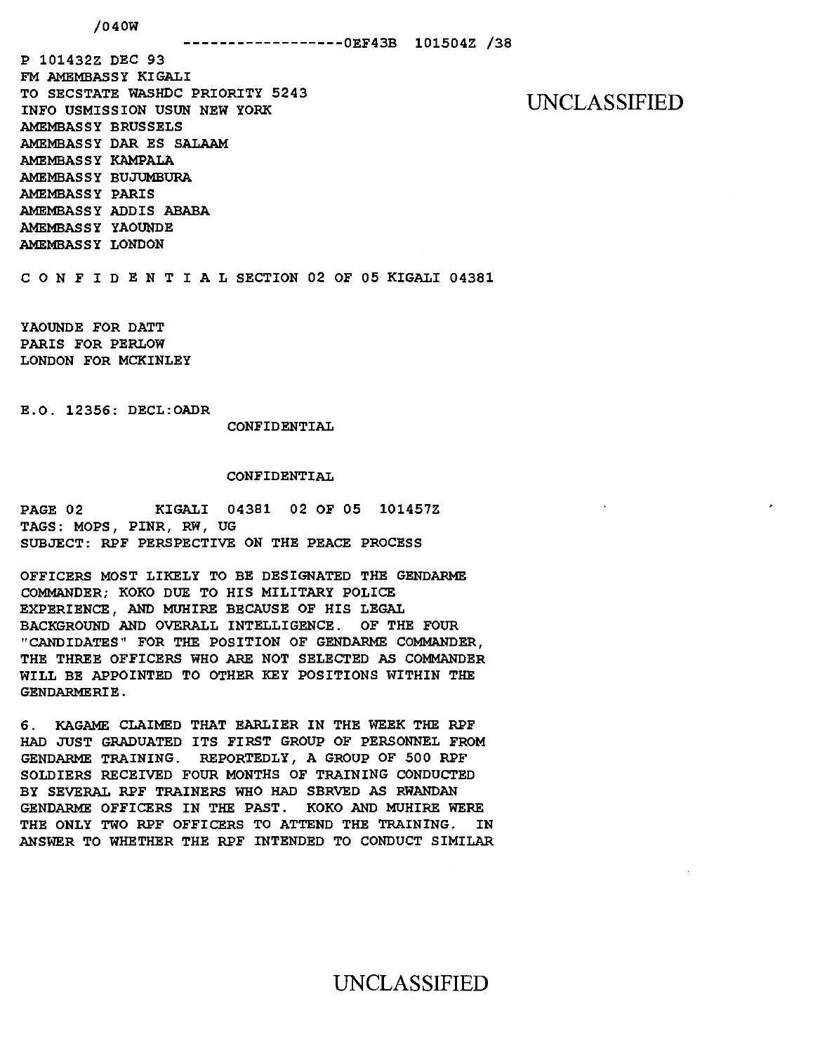/040W

------------------0EF43B 101504Z /38

P 101432Z DEC 93
FM AMEMBASSY KIGALI
TO SECSTATE WASHDC PRIORITY 5243
INFO USMISSION USUN NEW YORK
AMEMBASSY BRUSSELS
AMEMBASSY DAR ES SALAAM
AMEMBASSY KAMPALA
AMEMBASSY BUJUMBURA
AMEMBASSY PARIS
AMEMBASSY ADDIS ABABA
AMEMBASSY YAOUNDE
AMEMBASSY LONDON

UNCLASSIFIED

C O N F I D E N T I A L SECTION 02 OF 05 KIGALI 04381

YAOUNDE FOR DATT
PARIS FOR PERLOW
LONDON FOR MCKINLEY

E.O. 12356: DECL:OADR

CONFIDENTIAL

CONFIDENTIAL

PAGE 02 KIGALI 04381 02 OF 05 101457Z
TAGS: MOPS, PINR, RW, UG
SUBJECT: RPF PERSPECTIVE ON THE PEACE PROCESS

OFFICERS MOST LIKELY TO BE DESIGNATED THE GENDARME COMMANDER; KOKO DUE TO HIS MILITARY POLICE EXPERIENCE, AND MUHIRE BECAUSE OF HIS LEGAL BACKGROUND AND OVERALL INTELLIGENCE. OF THE FOUR "CANDIDATES" FOR THE POSITION OF GENDARME COMMANDER, THE THREE OFFICERS WHO ARE NOT SELECTED AS COMMANDER WILL BE APPOINTED TO OTHER KEY POSITIONS WITHIN THE GENDARMERIE.

6. KAGAME CLAIMED THAT EARLIER IN THE WEEK THE RPF HAD JUST GRADUATED ITS FIRST GROUP OF PERSONNEL FROM GENDARME TRAINING. REPORTEDLY, A GROUP OF 500 RPF SOLDIERS RECEIVED FOUR MONTHS OF TRAINING CONDUCTED BY SEVERAL RPF TRAINERS WHO HAD SERVED AS RWANDAN GENDARME OFFICERS IN THE PAST. KOKO AND MUHIRE WERE THE ONLY TWO RPF OFFICERS TO ATTEND THE TRAINING. IN ANSWER TO WHETHER THE RPF INTENDED TO CONDUCT SIMILAR

UNCLASSIFIED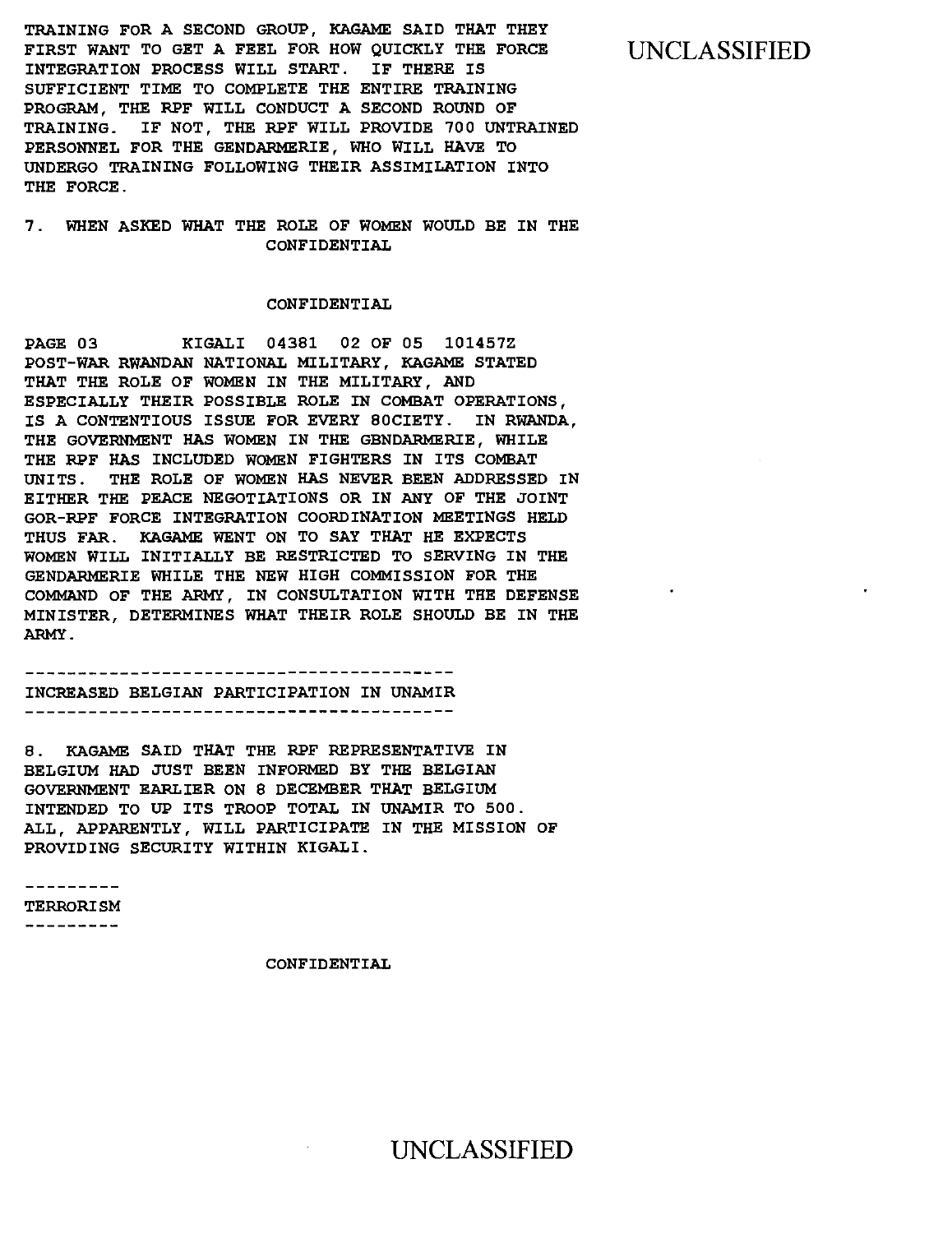TRAINING FOR A SECOND GROUP, KAGAME SAID THAT THEY FIRST WANT TO GET A FEEL FOR HOW QUICKLY THE FORCE INTEGRATION PROCESS WILL START. IF THERE IS SUFFICIENT TIME TO COMPLETE THE ENTIRE TRAINING PROGRAM, THE RPF WILL CONDUCT A SECOND ROUND OF TRAINING. IF NOT, THE RPF WILL PROVIDE 700 UNTRAINED PERSONNEL FOR THE GENDARMERIE, WHO WILL HAVE TO UNDERGO TRAINING FOLLOWING THEIR ASSIMILATION INTO THE FORCE.

7. WHEN ASKED WHAT THE ROLE OF WOMEN WOULD BE IN THE POST-WAR RWANDAN NATIONAL MILITARY, KAGAME STATED THAT THE ROLE OF WOMEN IN THE MILITARY, AND ESPECIALLY THEIR POSSIBLE ROLE IN COMBAT OPERATIONS, IS A CONTENTIOUS ISSUE FOR EVERY 8OCIETY. IN RWANDA, THE GOVERNMENT HAS WOMEN IN THE GENDARMERIE, WHILE THE RPF HAS INCLUDED WOMEN FIGHTERS IN ITS COMBAT UNITS. THE ROLE OF WOMEN HAS NEVER BEEN ADDRESSED IN EITHER THE PEACE NEGOTIATIONS OR IN ANY OF THE JOINT GOR-RPF FORCE INTEGRATION COORDINATION MEETINGS HELD THUS FAR. KAGAME WENT ON TO SAY THAT HE EXPECTS WOMEN WILL INITIALLY BE RESTRICTED TO SERVING IN THE GENDARMERIE WHILE THE NEW HIGH COMMISSION FOR THE COMMAND OF THE ARMY, IN CONSULTATION WITH THE DEFENSE MINISTER, DETERMINES WHAT THEIR ROLE SHOULD BE IN THE ARMY.

## INCREASED BELGIAN PARTICIPATION IN UNAMIR

8. KAGAME SAID THAT THE RPF REPRESENTATIVE IN BELGIUM HAD JUST BEEN INFORMED BY THE BELGIAN GOVERNMENT EARLIER ON 8 DECEMBER THAT BELGIUM INTENDED TO UP ITS TROOP TOTAL IN UNAMIR TO 500. ALL, APPARENTLY, WILL PARTICIPATE IN THE MISSION OF PROVIDING SECURITY WITHIN KIGALI.

## TERRORISM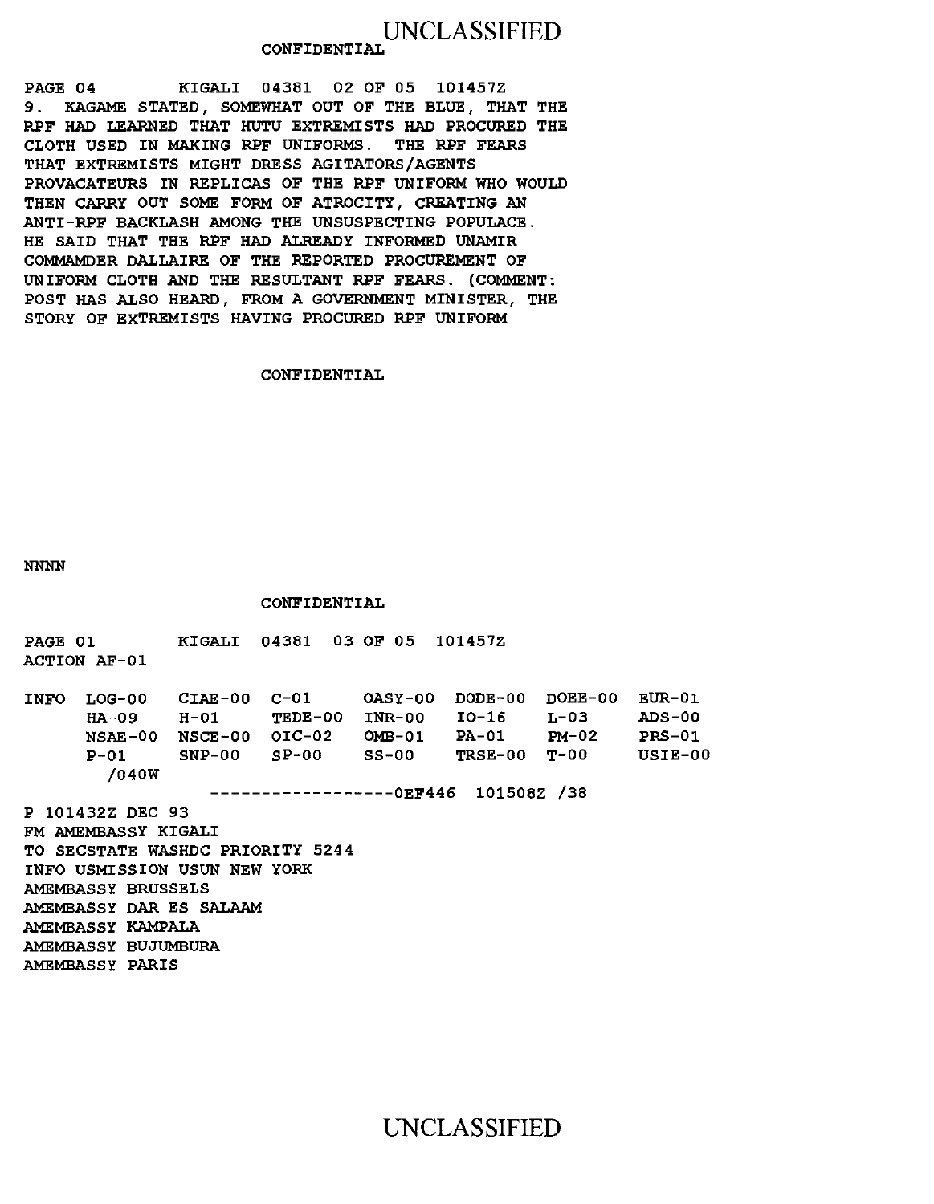CONFIDENTIAL

PAGE 04        KIGALI 04381 02 OF 05 101457Z

9. KAGAME STATED, SOMEWHAT OUT OF THE BLUE, THAT THE RPF HAD LEARNED THAT HUTU EXTREMISTS HAD PROCURED THE CLOTH USED IN MAKING RPF UNIFORMS. THE RPF FEARS THAT EXTREMISTS MIGHT DRESS AGITATORS/AGENTS PROVACATEURS IN REPLICAS OF THE RPF UNIFORM WHO WOULD THEN CARRY OUT SOME FORM OF ATROCITY, CREATING AN ANTI-RPF BACKLASH AMONG THE UNSUSPECTING POPULACE. HE SAID THAT THE RPF HAD ALREADY INFORMED UNAMIR COMMAMDER DALLAIRE OF THE REPORTED PROCUREMENT OF UNIFORM CLOTH AND THE RESULTANT RPF FEARS. (COMMENT: POST HAS ALSO HEARD, FROM A GOVERNMENT MINISTER, THE STORY OF EXTREMISTS HAVING PROCURED RPF UNIFORM

CONFIDENTIAL

NNNN

CONFIDENTIAL

PAGE 01        KIGALI 04381 03 OF 05 101457Z

ACTION AF-01

```
INFO  LOG-00   CIAE-00  C-01     OASY-00  DODE-00  DOEE-00  EUR-01
      HA-09    H-01     TEDE-00  INR-00   IO-16    L-03     ADS-00
      NSAE-00  NSCE-00  OIC-02   OMB-01   PA-01    PM-02    PRS-01
      P-01     SNP-00   SP-00    SS-00    TRSE-00  T-00     USIE-00
        /040W
                    ------------------0EF446  101508Z /38
```

P 101432Z DEC 93

FM AMEMBASSY KIGALI

TO SECSTATE WASHDC PRIORITY 5244

INFO USMISSION USUN NEW YORK

AMEMBASSY BRUSSELS

AMEMBASSY DAR ES SALAAM

AMEMBASSY KAMPALA

AMEMBASSY BUJUMBURA

AMEMBASSY PARIS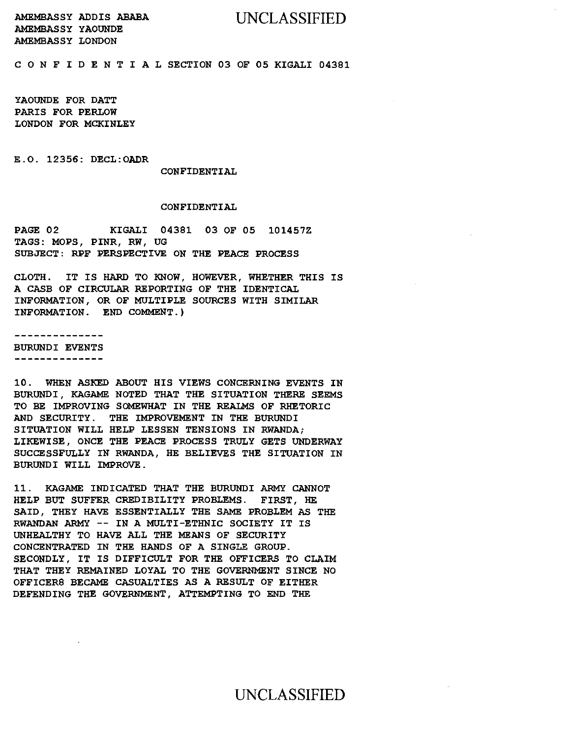AMEMBASSY ADDIS ABABA
AMEMBASSY YAOUNDE
AMEMBASSY LONDON

C O N F I D E N T I A L SECTION 03 OF 05 KIGALI 04381

YAOUNDE FOR DATT
PARIS FOR PERLOW
LONDON FOR MCKINLEY

E.O. 12356: DECL:OADR

CONFIDENTIAL

CONFIDENTIAL

PAGE 02 KIGALI 04381 03 OF 05 101457Z
TAGS: MOPS, PINR, RW, UG
SUBJECT: RPF PERSPECTIVE ON THE PEACE PROCESS

CLOTH. IT IS HARD TO KNOW, HOWEVER, WHETHER THIS IS A CASB OF CIRCULAR REPORTING OF THE IDENTICAL INFORMATION, OR OF MULTIPLE SOURCES WITH SIMILAR INFORMATION. END COMMENT.)

--------------
BURUNDI EVENTS
--------------

10. WHEN ASKED ABOUT HIS VIEWS CONCERNING EVENTS IN BURUNDI, KAGAME NOTED THAT THE SITUATION THERE SEEMS TO BE IMPROVING SOMEWHAT IN THE REALMS OF RHETORIC AND SECURITY. THE IMPROVEMENT IN THE BURUNDI SITUATION WILL HELP LESSEN TENSIONS IN RWANDA; LIKEWISE, ONCE THE PEACE PROCESS TRULY GETS UNDERWAY SUCCESSFULLY IN RWANDA, HE BELIEVES THE SITUATION IN BURUNDI WILL IMPROVE.

11. KAGAME INDICATED THAT THE BURUNDI ARMY CANNOT HELP BUT SUFFER CREDIBILITY PROBLEMS. FIRST, HE SAID, THEY HAVE ESSENTIALLY THE SAME PROBLEM AS THE RWANDAN ARMY -- IN A MULTI-ETHNIC SOCIETY IT IS UNHEALTHY TO HAVE ALL THE MEANS OF SECURITY CONCENTRATED IN THE HANDS OF A SINGLE GROUP. SECONDLY, IT IS DIFFICULT FOR THE OFFICERS TO CLAIM THAT THEY REMAINED LOYAL TO THE GOVERNMENT SINCE NO OFFICER8 BECAME CASUALTIES AS A RESULT OF EITHER DEFENDING THE GOVERNMENT, ATTEMPTING TO END THE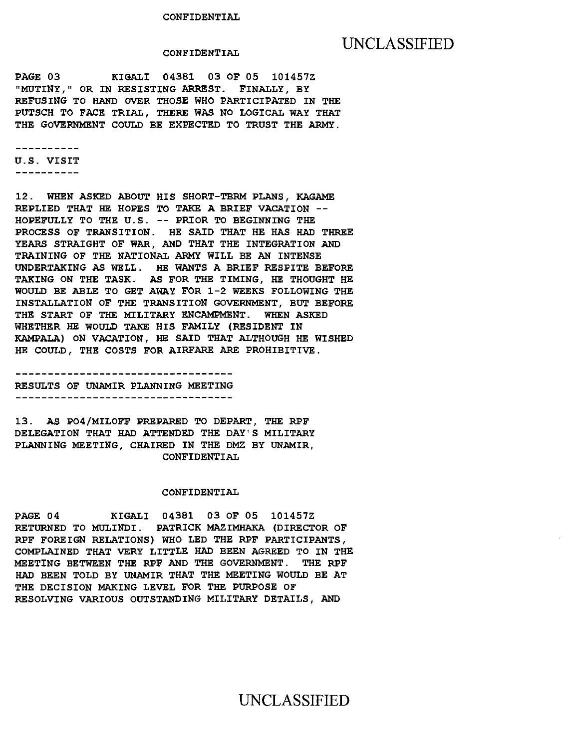"MUTINY," OR IN RESISTING ARREST. FINALLY, BY REFUSING TO HAND OVER THOSE WHO PARTICIPATED IN THE PUTSCH TO FACE TRIAL, THERE WAS NO LOGICAL WAY THAT THE GOVERNMENT COULD BE EXPECTED TO TRUST THE ARMY.

----------
U.S. VISIT
----------

12. WHEN ASKED ABOUT HIS SHORT-TERM PLANS, KAGAME REPLIED THAT HE HOPES TO TAKE A BRIEF VACATION -- HOPEFULLY TO THE U.S. -- PRIOR TO BEGINNING THE PROCESS OF TRANSITION. HE SAID THAT HE HAS HAD THREE YEARS STRAIGHT OF WAR, AND THAT THE INTEGRATION AND TRAINING OF THE NATIONAL ARMY WILL BE AN INTENSE UNDERTAKING AS WELL. HE WANTS A BRIEF RESPITE BEFORE TAKING ON THE TASK. AS FOR THE TIMING, HE THOUGHT HE WOULD BE ABLE TO GET AWAY FOR 1-2 WEEKS FOLLOWING THE INSTALLATION OF THE TRANSITION GOVERNMENT, BUT BEFORE THE START OF THE MILITARY ENCAMPMENT. WHEN ASKED WHETHER HE WOULD TAKE HIS FAMILY (RESIDENT IN KAMPALA) ON VACATION, HE SAID THAT ALTHOUGH HE WISHED HE COULD, THE COSTS FOR AIRFARE ARE PROHIBITIVE.

----------------------------------
RESULTS OF UNAMIR PLANNING MEETING
----------------------------------

13. AS PO4/MILOFF PREPARED TO DEPART, THE RPF DELEGATION THAT HAD ATTENDED THE DAY'S MILITARY PLANNING MEETING, CHAIRED IN THE DMZ BY UNAMIR, RETURNED TO MULINDI. PATRICK MAZIMHAKA (DIRECTOR OF RPF FOREIGN RELATIONS) WHO LED THE RPF PARTICIPANTS, COMPLAINED THAT VERY LITTLE HAD BEEN AGREED TO IN THE MEETING BETWEEN THE RPF AND THE GOVERNMENT. THE RPF HAD BEEN TOLD BY UNAMIR THAT THE MEETING WOULD BE AT THE DECISION MAKING LEVEL FOR THE PURPOSE OF RESOLVING VARIOUS OUTSTANDING MILITARY DETAILS, AND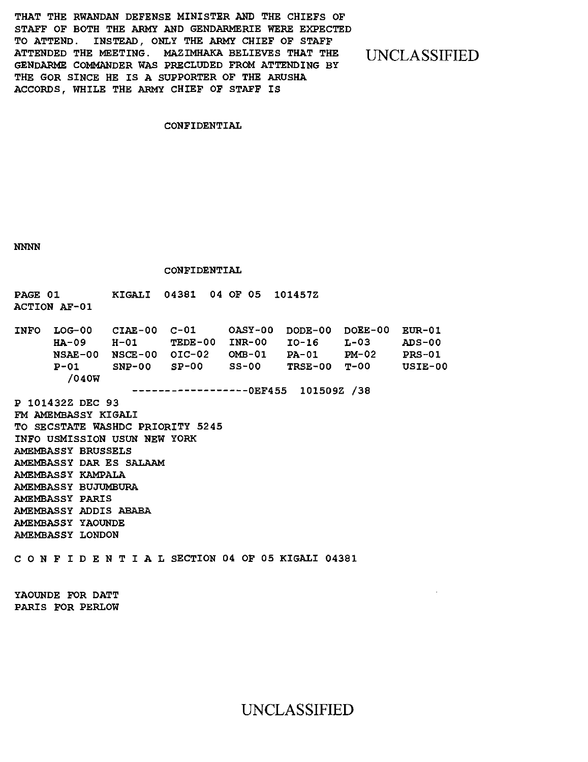THAT THE RWANDAN DEFENSE MINISTER AND THE CHIEFS OF STAFF OF BOTH THE ARMY AND GENDARMERIE WERE EXPECTED TO ATTEND. INSTEAD, ONLY THE ARMY CHIEF OF STAFF ATTENDED THE MEETING. MAZIMHAKA BELIEVES THAT THE GENDARME COMMANDER WAS PRECLUDED FROM ATTENDING BY THE GOR SINCE HE IS A SUPPORTER OF THE ARUSHA ACCORDS, WHILE THE ARMY CHIEF OF STAFF IS

CONFIDENTIAL

NNNN

CONFIDENTIAL

```
PAGE 01        KIGALI  04381  04 OF 05  101457Z
ACTION AF-01

INFO  LOG-00   CIAE-00  C-01     OASY-00  DODE-00  DOEE-00  EUR-01
      HA-09    H-01     TEDE-00  INR-00   IO-16    L-03     ADS-00
      NSAE-00  NSCE-00  OIC-02   OMB-01   PA-01    PM-02    PRS-01
      P-01     SNP-00   SP-00    SS-00    TRSE-00  T-00     USIE-00
        /040W
                   ------------------0EF455  101509Z /38
```

P 101432Z DEC 93
FM AMEMBASSY KIGALI
TO SECSTATE WASHDC PRIORITY 5245
INFO USMISSION USUN NEW YORK
AMEMBASSY BRUSSELS
AMEMBASSY DAR ES SALAAM
AMEMBASSY KAMPALA
AMEMBASSY BUJUMBURA
AMEMBASSY PARIS
AMEMBASSY ADDIS ABABA
AMEMBASSY YAOUNDE
AMEMBASSY LONDON

C O N F I D E N T I A L SECTION 04 OF 05 KIGALI 04381

YAOUNDE FOR DATT
PARIS FOR PERLOW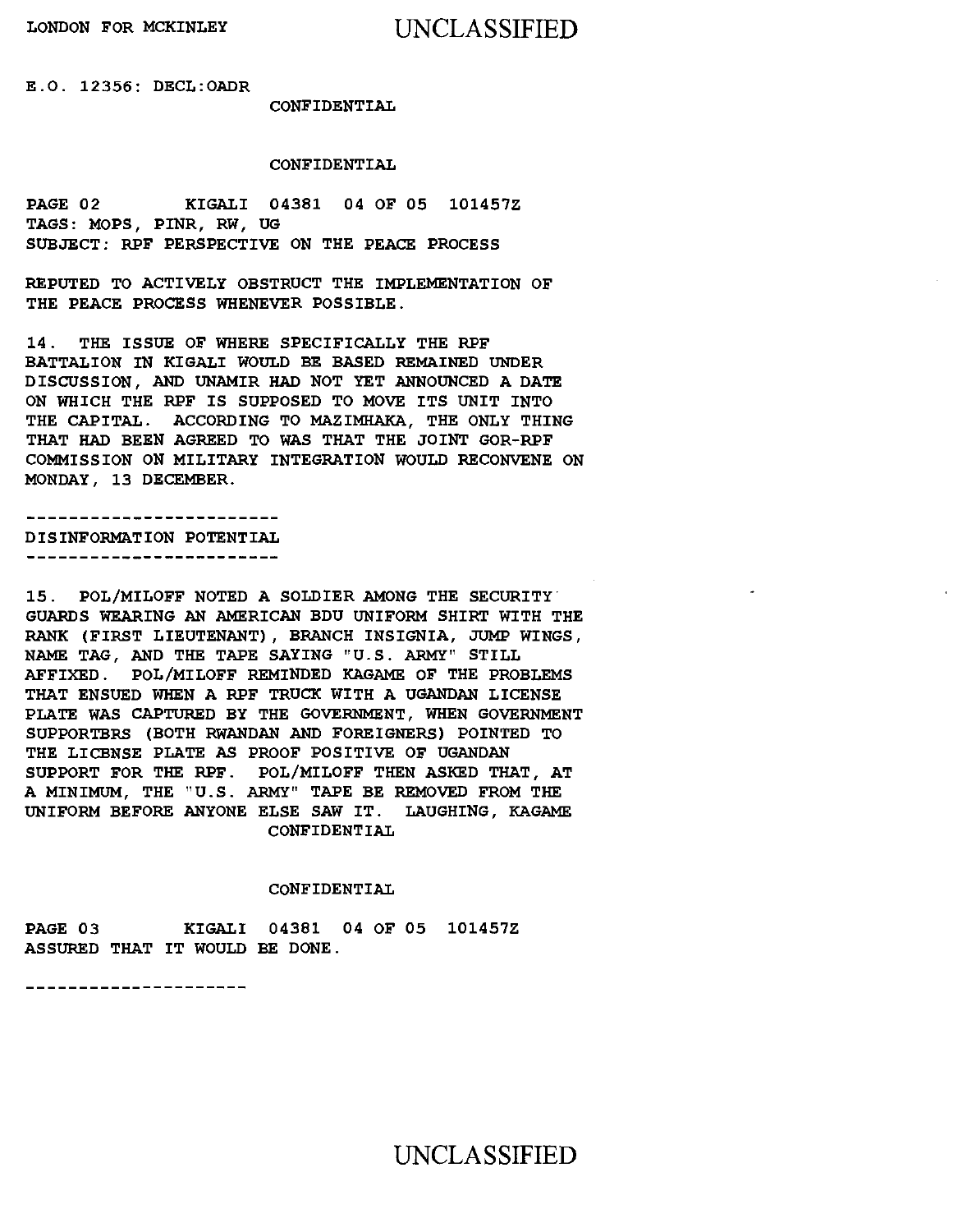E.O. 12356: DECL:OADR

CONFIDENTIAL

CONFIDENTIAL

PAGE 02 KIGALI 04381 04 OF 05 101457Z
TAGS: MOPS, PINR, RW, UG
SUBJECT: RPF PERSPECTIVE ON THE PEACE PROCESS

REPUTED TO ACTIVELY OBSTRUCT THE IMPLEMENTATION OF THE PEACE PROCESS WHENEVER POSSIBLE.

14. THE ISSUE OF WHERE SPECIFICALLY THE RPF BATTALION IN KIGALI WOULD BE BASED REMAINED UNDER DISCUSSION, AND UNAMIR HAD NOT YET ANNOUNCED A DATE ON WHICH THE RPF IS SUPPOSED TO MOVE ITS UNIT INTO THE CAPITAL. ACCORDING TO MAZIMHAKA, THE ONLY THING THAT HAD BEEN AGREED TO WAS THAT THE JOINT GOR-RPF COMMISSION ON MILITARY INTEGRATION WOULD RECONVENE ON MONDAY, 13 DECEMBER.

------------------------
DISINFORMATION POTENTIAL
------------------------

15. POL/MILOFF NOTED A SOLDIER AMONG THE SECURITY GUARDS WEARING AN AMERICAN BDU UNIFORM SHIRT WITH THE RANK (FIRST LIEUTENANT), BRANCH INSIGNIA, JUMP WINGS, NAME TAG, AND THE TAPE SAYING "U.S. ARMY" STILL AFFIXED. POL/MILOFF REMINDED KAGAME OF THE PROBLEMS THAT ENSUED WHEN A RPF TRUCK WITH A UGANDAN LICENSE PLATE WAS CAPTURED BY THE GOVERNMENT, WHEN GOVERNMENT SUPPORTBRS (BOTH RWANDAN AND FOREIGNERS) POINTED TO THE LICBNSE PLATE AS PROOF POSITIVE OF UGANDAN SUPPORT FOR THE RPF. POL/MILOFF THEN ASKED THAT, AT A MINIMUM, THE "U.S. ARMY" TAPE BE REMOVED FROM THE UNIFORM BEFORE ANYONE ELSE SAW IT. LAUGHING, KAGAME

CONFIDENTIAL

CONFIDENTIAL

PAGE 03 KIGALI 04381 04 OF 05 101457Z
ASSURED THAT IT WOULD BE DONE.

---------------------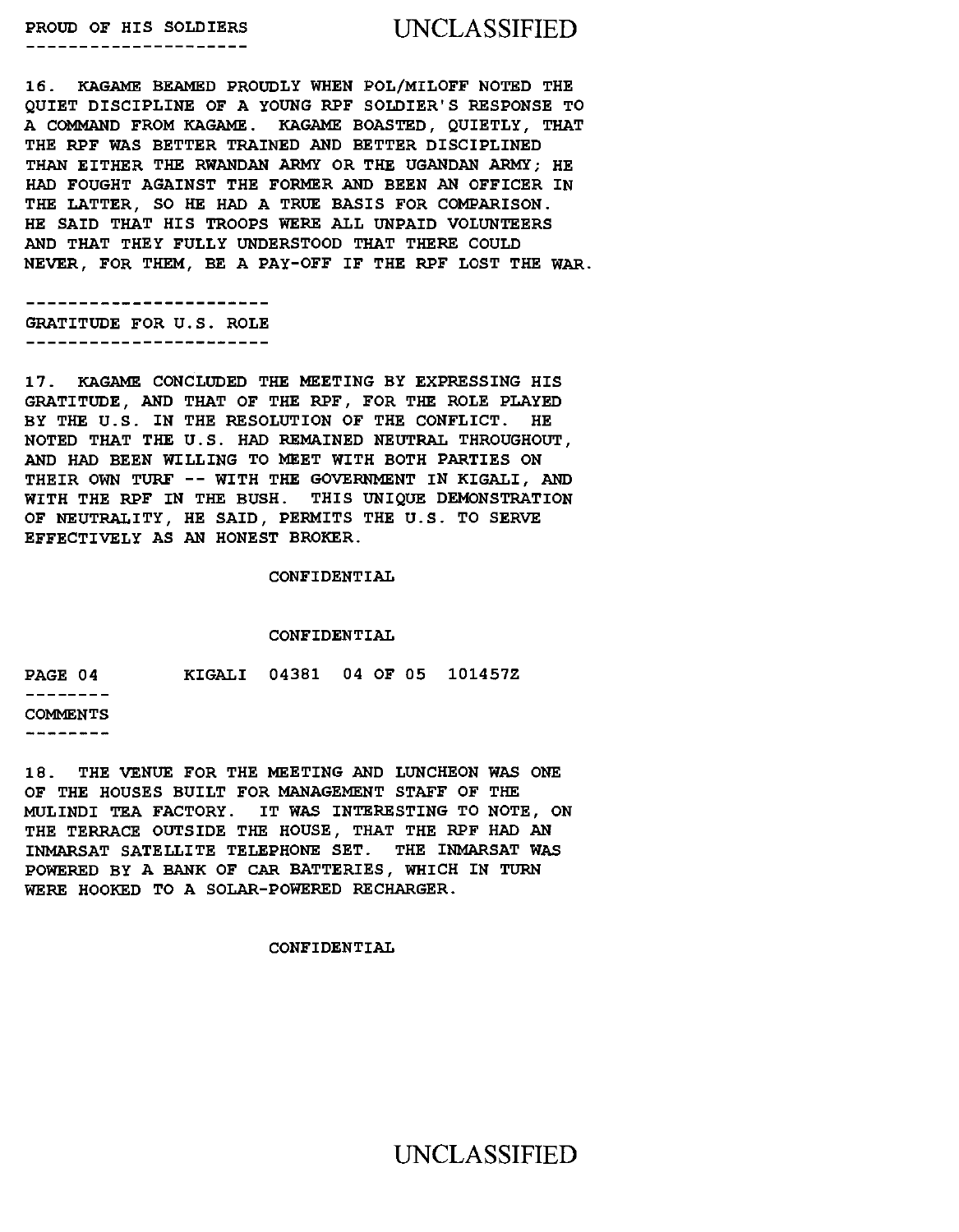## PROUD OF HIS SOLDIERS

16. KAGAME BEAMED PROUDLY WHEN POL/MILOFF NOTED THE QUIET DISCIPLINE OF A YOUNG RPF SOLDIER'S RESPONSE TO A COMMAND FROM KAGAME. KAGAME BOASTED, QUIETLY, THAT THE RPF WAS BETTER TRAINED AND BETTER DISCIPLINED THAN EITHER THE RWANDAN ARMY OR THE UGANDAN ARMY; HE HAD FOUGHT AGAINST THE FORMER AND BEEN AN OFFICER IN THE LATTER, SO HE HAD A TRUE BASIS FOR COMPARISON. HE SAID THAT HIS TROOPS WERE ALL UNPAID VOLUNTEERS AND THAT THEY FULLY UNDERSTOOD THAT THERE COULD NEVER, FOR THEM, BE A PAY-OFF IF THE RPF LOST THE WAR.

## GRATITUDE FOR U.S. ROLE

17. KAGAME CONCLUDED THE MEETING BY EXPRESSING HIS GRATITUDE, AND THAT OF THE RPF, FOR THE ROLE PLAYED BY THE U.S. IN THE RESOLUTION OF THE CONFLICT. HE NOTED THAT THE U.S. HAD REMAINED NEUTRAL THROUGHOUT, AND HAD BEEN WILLING TO MEET WITH BOTH PARTIES ON THEIR OWN TURF -- WITH THE GOVERNMENT IN KIGALI, AND WITH THE RPF IN THE BUSH. THIS UNIQUE DEMONSTRATION OF NEUTRALITY, HE SAID, PERMITS THE U.S. TO SERVE EFFECTIVELY AS AN HONEST BROKER.

CONFIDENTIAL

CONFIDENTIAL

PAGE 04 KIGALI 04381 04 OF 05 101457Z

## COMMENTS

18. THE VENUE FOR THE MEETING AND LUNCHEON WAS ONE OF THE HOUSES BUILT FOR MANAGEMENT STAFF OF THE MULINDI TEA FACTORY. IT WAS INTERESTING TO NOTE, ON THE TERRACE OUTSIDE THE HOUSE, THAT THE RPF HAD AN INMARSAT SATELLITE TELEPHONE SET. THE INMARSAT WAS POWERED BY A BANK OF CAR BATTERIES, WHICH IN TURN WERE HOOKED TO A SOLAR-POWERED RECHARGER.

CONFIDENTIAL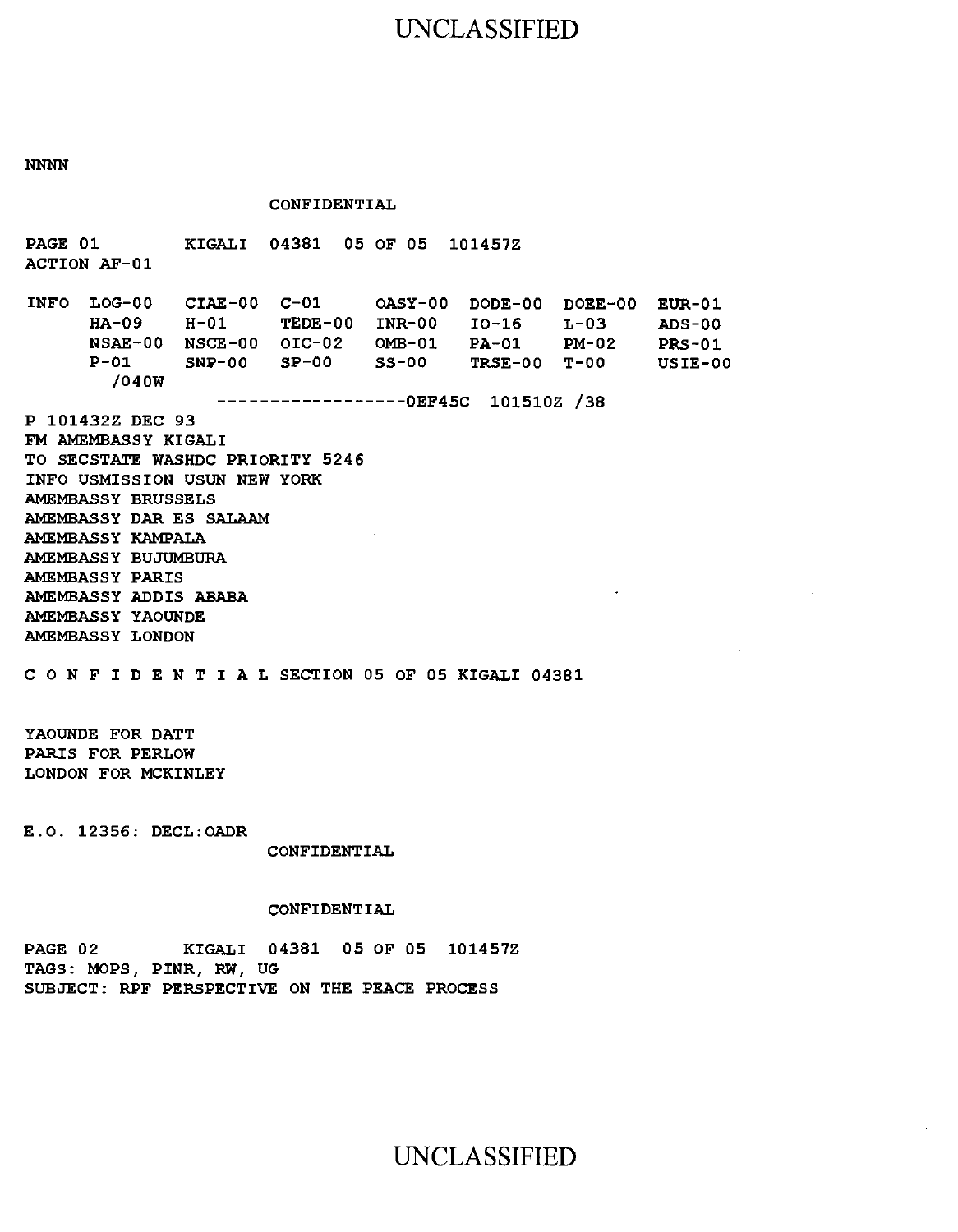NNNN

CONFIDENTIAL

PAGE 01 KIGALI 04381 05 OF 05 101457Z
ACTION AF-01

```
INFO  LOG-00   CIAE-00  C-01     OASY-00  DODE-00  DOEE-00  EUR-01
      HA-09    H-01     TEDE-00  INR-00   IO-16    L-03     ADS-00
      NSAE-00  NSCE-00  OIC-02   OMB-01   PA-01    PM-02    PRS-01
      P-01     SNP-00   SP-00    SS-00    TRSE-00  T-00     USIE-00
        /040W
                    ------------------0EF45C  101510Z /38
```

P 101432Z DEC 93
FM AMEMBASSY KIGALI
TO SECSTATE WASHDC PRIORITY 5246
INFO USMISSION USUN NEW YORK
AMEMBASSY BRUSSELS
AMEMBASSY DAR ES SALAAM
AMEMBASSY KAMPALA
AMEMBASSY BUJUMBURA
AMEMBASSY PARIS
AMEMBASSY ADDIS ABABA
AMEMBASSY YAOUNDE
AMEMBASSY LONDON

C O N F I D E N T I A L SECTION 05 OF 05 KIGALI 04381

YAOUNDE FOR DATT
PARIS FOR PERLOW
LONDON FOR MCKINLEY

E.O. 12356: DECL:OADR

CONFIDENTIAL

CONFIDENTIAL

PAGE 02 KIGALI 04381 05 OF 05 101457Z
TAGS: MOPS, PINR, RW, UG
SUBJECT: RPF PERSPECTIVE ON THE PEACE PROCESS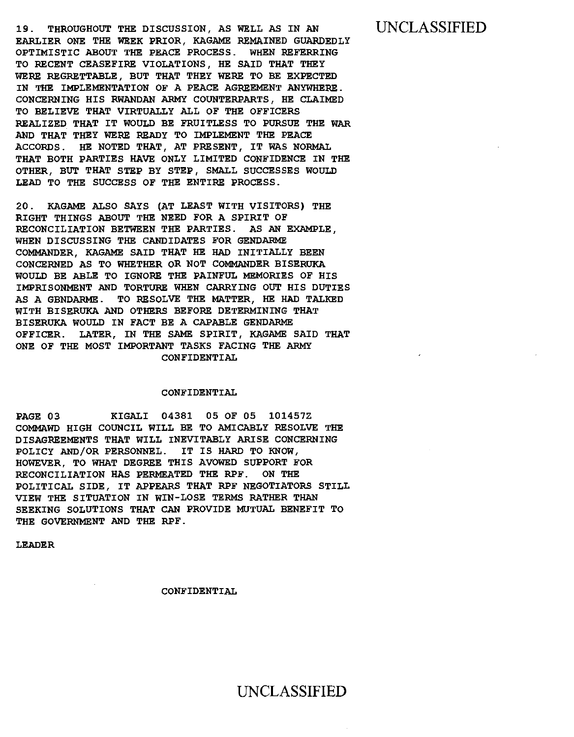19. THROUGHOUT THE DISCUSSION, AS WELL AS IN AN EARLIER ONE THE WEEK PRIOR, KAGAME REMAINED GUARDEDLY OPTIMISTIC ABOUT THE PEACE PROCESS. WHEN REFERRING TO RECENT CEASEFIRE VIOLATIONS, HE SAID THAT THEY WERE REGRETTABLE, BUT THAT THEY WERE TO BE EXPECTED IN THE IMPLEMENTATION OF A PEACE AGREEMENT ANYWHERE. CONCERNING HIS RWANDAN ARMY COUNTERPARTS, HE CLAIMED TO BELIEVE THAT VIRTUALLY ALL OF THE OFFICERS REALIZED THAT IT WOULD BE FRUITLESS TO PURSUE THE WAR AND THAT THEY WERE READY TO IMPLEMENT THE PEACE ACCORDS. HE NOTED THAT, AT PRESENT, IT WAS NORMAL THAT BOTH PARTIES HAVE ONLY LIMITED CONFIDENCE IN THE OTHER, BUT THAT STEP BY STEP, SMALL SUCCESSES WOULD LEAD TO THE SUCCESS OF THE ENTIRE PROCESS.

20. KAGAME ALSO SAYS (AT LEAST WITH VISITORS) THE RIGHT THINGS ABOUT THE NEED FOR A SPIRIT OF RECONCILIATION BETWEEN THE PARTIES. AS AN EXAMPLE, WHEN DISCUSSING THE CANDIDATES FOR GENDARME COMMANDER, KAGAME SAID THAT HE HAD INITIALLY BEEN CONCERNED AS TO WHETHER OR NOT COMMANDER BISERUKA WOULD BE ABLE TO IGNORE THE PAINFUL MEMORIES OF HIS IMPRISONMENT AND TORTURE WHEN CARRYING OUT HIS DUTIES AS A GENDARME. TO RESOLVE THE MATTER, HE HAD TALKED WITH BISERUKA AND OTHERS BEFORE DETERMINING THAT BISERUKA WOULD IN FACT BE A CAPABLE GENDARME OFFICER. LATER, IN THE SAME SPIRIT, KAGAME SAID THAT ONE OF THE MOST IMPORTANT TASKS FACING THE ARMY

CONFIDENTIAL

CONFIDENTIAL

PAGE 03 KIGALI 04381 05 OF 05 101457Z

COMMAND HIGH COUNCIL WILL BE TO AMICABLY RESOLVE THE DISAGREEMENTS THAT WILL INEVITABLY ARISE CONCERNING POLICY AND/OR PERSONNEL. IT IS HARD TO KNOW, HOWEVER, TO WHAT DEGREE THIS AVOWED SUPPORT FOR RECONCILIATION HAS PERMEATED THE RPF. ON THE POLITICAL SIDE, IT APPEARS THAT RPF NEGOTIATORS STILL VIEW THE SITUATION IN WIN-LOSE TERMS RATHER THAN SEEKING SOLUTIONS THAT CAN PROVIDE MUTUAL BENEFIT TO THE GOVERNMENT AND THE RPF.

LEADER

CONFIDENTIAL